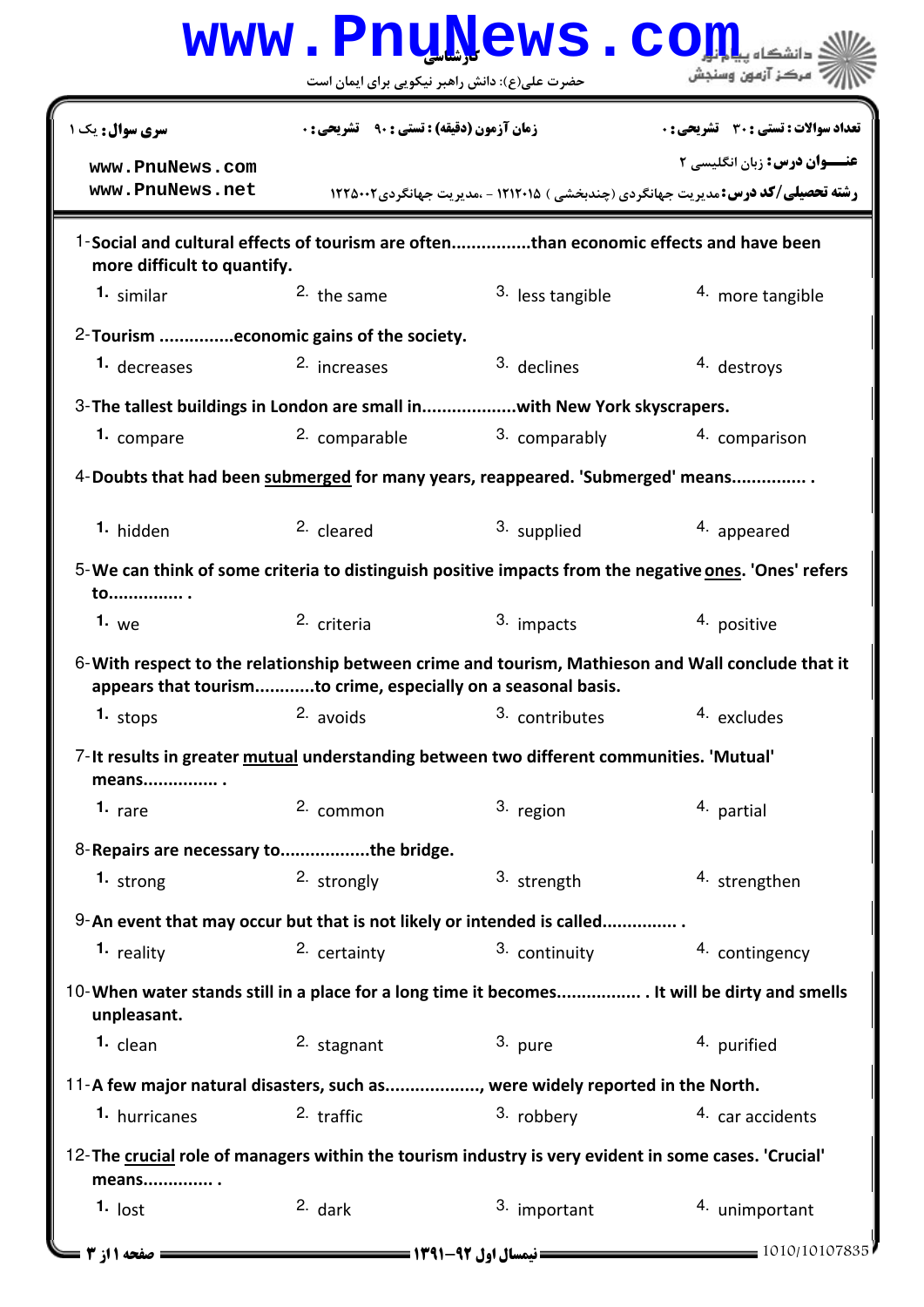**سری سوال:** یک ۱

**زمان آزمون (دقیقه) : تستی :** ۹۰ **تشریحی :** ۰

**تعداد سوالات : تستی :** ۳۰ **تشریحی :** ۰

**عنـــوان درس:** زبان انگلیسی ۲

**رشته تحصیلی/کد درس:** مدیریت جهانگردی (چندبخشی ) ۱۲۱۲۰۱۵ - ،مدیریت جهانگردی۱۲۲۵۰۰۲

1- Social and cultural effects of tourism are often...............than economic effects and have been more difficult to quantify.

1. similar
2. the same
3. less tangible
4. more tangible

2- Tourism ..............economic gains of the society.

1. decreases
2. increases
3. declines
4. destroys

3- The tallest buildings in London are small in..................with New York skyscrapers.

1. compare
2. comparable
3. comparably
4. comparison

4- Doubts that had been submerged for many years, reappeared. 'Submerged' means.............. .

1. hidden
2. cleared
3. supplied
4. appeared

5- We can think of some criteria to distinguish positive impacts from the negative ones. 'Ones' refers to.............. .

1. we
2. criteria
3. impacts
4. positive

6- With respect to the relationship between crime and tourism, Mathieson and Wall conclude that it appears that tourism...........to crime, especially on a seasonal basis.

1. stops
2. avoids
3. contributes
4. excludes

7- It results in greater mutual understanding between two different communities. 'Mutual' means.............. .

1. rare
2. common
3. region
4. partial

8- Repairs are necessary to.................the bridge.

1. strong
2. strongly
3. strength
4. strengthen

9- An event that may occur but that is not likely or intended is called.............. .

1. reality
2. certainty
3. continuity
4. contingency

10- When water stands still in a place for a long time it becomes................ . It will be dirty and smells unpleasant.

1. clean
2. stagnant
3. pure
4. purified

11- A few major natural disasters, such as.................., were widely reported in the North.

1. hurricanes
2. traffic
3. robbery
4. car accidents

12- The crucial role of managers within the tourism industry is very evident in some cases. 'Crucial' means............. .

1. lost
2. dark
3. important
4. unimportant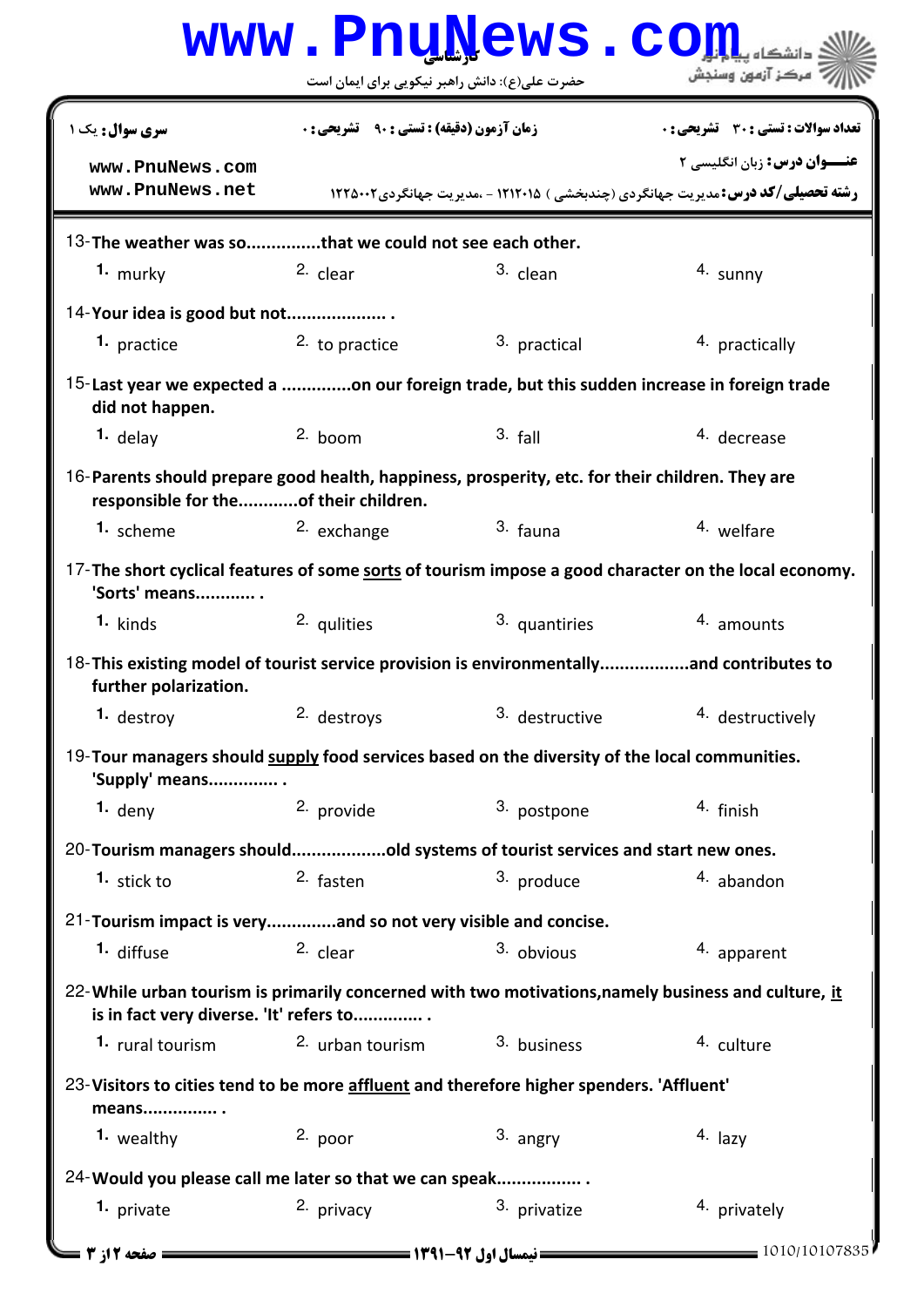سری سوال: یک ۱ | زمان آزمون (دقیقه) : تستی : ۹۰ تشریحی : ۰ | تعداد سوالات : تستی : ۳۰ تشریحی : ۰

عنـــوان درس: زبان انگلیسی ۲

رشته تحصیلی/کد درس: مدیریت جهانگردی (چندبخشی ) ۱۲۱۲۰۱۵ - ،مدیریت جهانگردی۱۲۲۵۰۰۲

13- **The weather was so...............that we could not see each other.**

1. murky
2. clear
3. clean
4. sunny

14- **Your idea is good but not.................... .**

1. practice
2. to practice
3. practical
4. practically

15- **Last year we expected a .............on our foreign trade, but this sudden increase in foreign trade did not happen.**

1. delay
2. boom
3. fall
4. decrease

16- **Parents should prepare good health, happiness, prosperity, etc. for their children. They are responsible for the............of their children.**

1. scheme
2. exchange
3. fauna
4. welfare

17- **The short cyclical features of some <u>sorts</u> of tourism impose a good character on the local economy. 'Sorts' means............ .**

1. kinds
2. qulities
3. quantiries
4. amounts

18- **This existing model of tourist service provision is environmentally.................and contributes to further polarization.**

1. destroy
2. destroys
3. destructive
4. destructively

19- **Tour managers should <u>supply</u> food services based on the diversity of the local communities. 'Supply' means.............. .**

1. deny
2. provide
3. postpone
4. finish

20- **Tourism managers should..................old systems of tourist services and start new ones.**

1. stick to
2. fasten
3. produce
4. abandon

21- **Tourism impact is very.............and so not very visible and concise.**

1. diffuse
2. clear
3. obvious
4. apparent

22- **While urban tourism is primarily concerned with two motivations,namely business and culture, <u>it</u> is in fact very diverse. 'It' refers to.............. .**

1. rural tourism
2. urban tourism
3. business
4. culture

23- **Visitors to cities tend to be more <u>affluent</u> and therefore higher spenders. 'Affluent' means............... .**

1. wealthy
2. poor
3. angry
4. lazy

24- **Would you please call me later so that we can speak................. .**

1. private
2. privacy
3. privatize
4. privately

نیمسال اول ۹۲-۱۳۹۱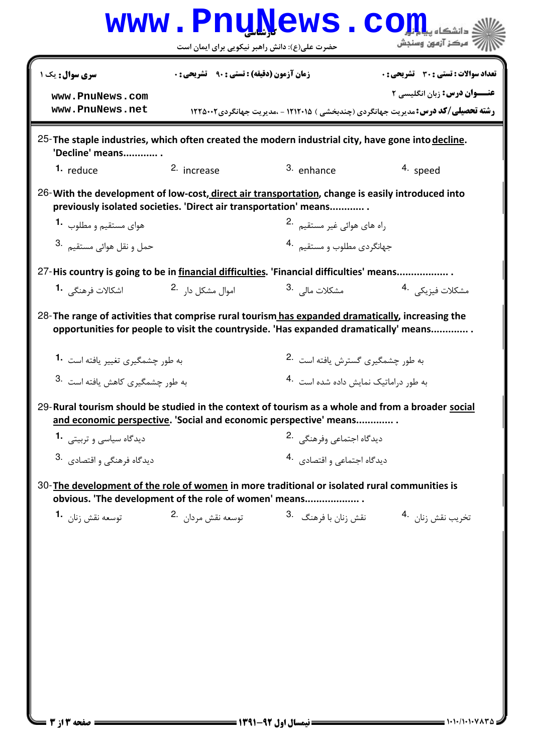| سری سوال: یک ۱ | زمان آزمون (دقیقه) : تستی : ۹۰ تشریحی : ۰ | تعداد سوالات : تستی : ۳۰ تشریحی : ۰ |
|---|---|---|
| www.PnuNews.com www.PnuNews.net | | عنـــوان درس: زبان انگلیسی ۲ |
| | | رشته تحصیلی/کد درس: مدیریت جهانگردی (چندبخشی ) ۱۲۱۲۰۱۵ - ،مدیریت جهانگردی۱۲۲۵۰۰۲ |

25- **The staple industries, which often created the modern industrial city, have gone into decline. 'Decline' means............ .**

1. reduce
2. increase
3. enhance
4. speed

26- **With the development of low-cost, direct air transportation, change is easily introduced into previously isolated societies. 'Direct air transportation' means............ .**

1. هوای مستقیم و مطلوب
2. راه های هوائی غیر مستقیم
3. حمل و نقل هوائی مستقیم
4. جهانگردی مطلوب و مستقیم

27- **His country is going to be in financial difficulties. 'Financial difficulties' means.................. .**

1. اشکالات فرهنگی
2. اموال مشکل دار
3. مشکلات مالی
4. مشکلات فیزیکی

28- **The range of activities that comprise rural tourism has expanded dramatically, increasing the opportunities for people to visit the countryside. 'Has expanded dramatically' means............. .**

1. به طور چشمگیری تغییر یافته است
2. به طور چشمگیری گسترش یافته است
3. به طور چشمگیری کاهش یافته است
4. به طور دراماتیک نمایش داده شده است

29- **Rural tourism should be studied in the context of tourism as a whole and from a broader social and economic perspective. 'Social and economic perspective' means............. .**

1. دیدگاه سیاسی و تربیتی
2. دیدگاه اجتماعی وفرهنگی
3. دیدگاه فرهنگی و اقتصادی
4. دیدگاه اجتماعی و اقتصادی

30- **The development of the role of women in more traditional or isolated rural communities is obvious. 'The development of the role of women' means................... .**

1. توسعه نقش زنان
2. توسعه نقش مردان
3. نقش زنان با فرهنگ
4. تخریب نقش زنان